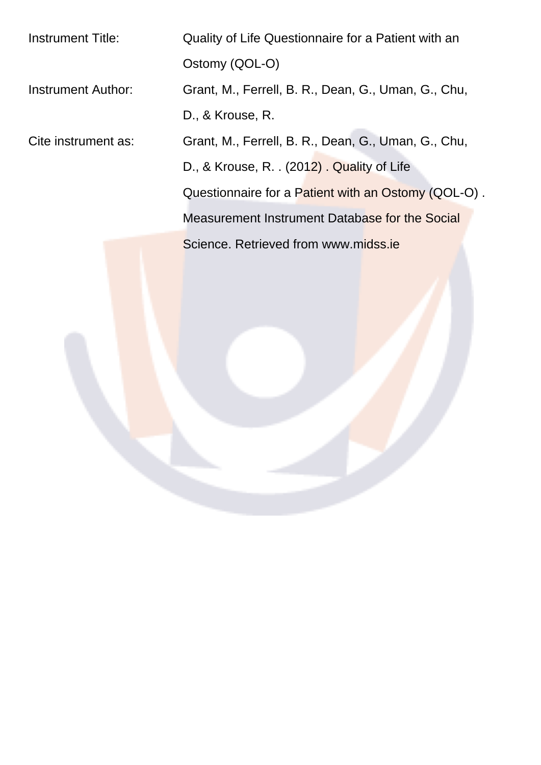| | |
|---|---|
| Instrument Title: | Quality of Life Questionnaire for a Patient with an Ostomy (QOL-O) |
| Instrument Author: | Grant, M., Ferrell, B. R., Dean, G., Uman, G., Chu, D., & Krouse, R. |
| Cite instrument as: | Grant, M., Ferrell, B. R., Dean, G., Uman, G., Chu, D., & Krouse, R. . (2012) . Quality of Life Questionnaire for a Patient with an Ostomy (QOL-O) . Measurement Instrument Database for the Social Science. Retrieved from www.midss.ie |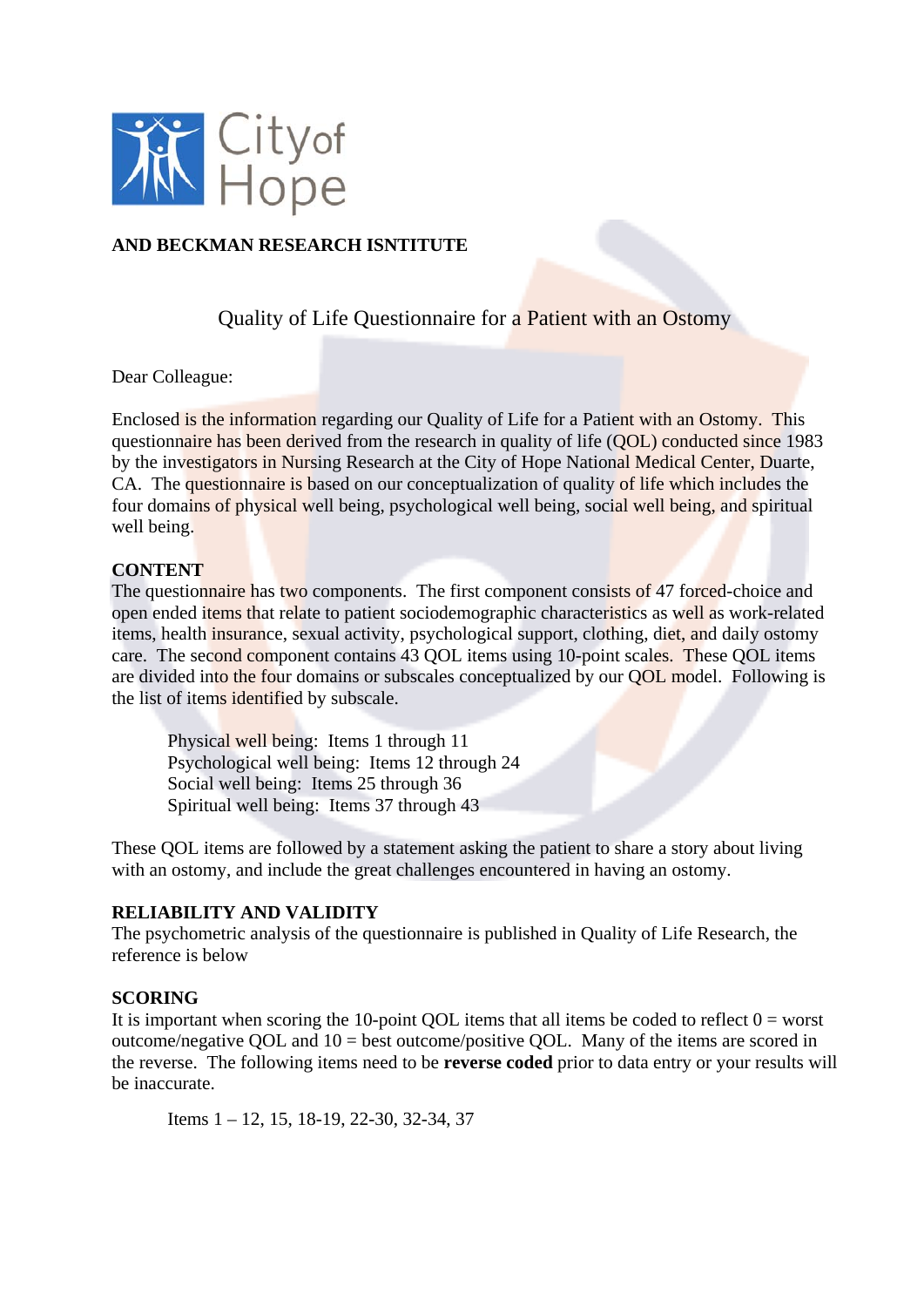City of Hope

**AND BECKMAN RESEARCH ISNTITUTE**

## Quality of Life Questionnaire for a Patient with an Ostomy

Dear Colleague:

Enclosed is the information regarding our Quality of Life for a Patient with an Ostomy. This questionnaire has been derived from the research in quality of life (QOL) conducted since 1983 by the investigators in Nursing Research at the City of Hope National Medical Center, Duarte, CA. The questionnaire is based on our conceptualization of quality of life which includes the four domains of physical well being, psychological well being, social well being, and spiritual well being.

**CONTENT**

The questionnaire has two components. The first component consists of 47 forced-choice and open ended items that relate to patient sociodemographic characteristics as well as work-related items, health insurance, sexual activity, psychological support, clothing, diet, and daily ostomy care. The second component contains 43 QOL items using 10-point scales. These QOL items are divided into the four domains or subscales conceptualized by our QOL model. Following is the list of items identified by subscale.

> Physical well being: Items 1 through 11
> Psychological well being: Items 12 through 24
> Social well being: Items 25 through 36
> Spiritual well being: Items 37 through 43

These QOL items are followed by a statement asking the patient to share a story about living with an ostomy, and include the great challenges encountered in having an ostomy.

**RELIABILITY AND VALIDITY**

The psychometric analysis of the questionnaire is published in Quality of Life Research, the reference is below

**SCORING**

It is important when scoring the 10-point QOL items that all items be coded to reflect 0 = worst outcome/negative QOL and 10 = best outcome/positive QOL. Many of the items are scored in the reverse. The following items need to be **reverse coded** prior to data entry or your results will be inaccurate.

> Items 1 – 12, 15, 18-19, 22-30, 32-34, 37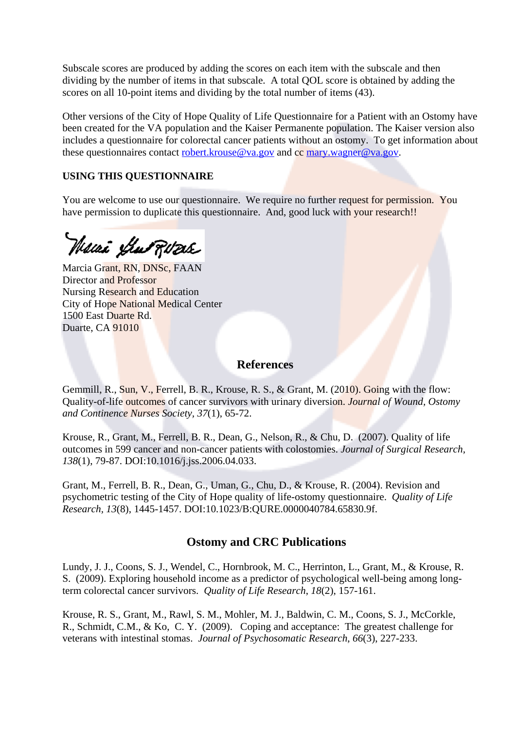Subscale scores are produced by adding the scores on each item with the subscale and then dividing by the number of items in that subscale. A total QOL score is obtained by adding the scores on all 10-point items and dividing by the total number of items (43).

Other versions of the City of Hope Quality of Life Questionnaire for a Patient with an Ostomy have been created for the VA population and the Kaiser Permanente population. The Kaiser version also includes a questionnaire for colorectal cancer patients without an ostomy. To get information about these questionnaires contact robert.krouse@va.gov and cc mary.wagner@va.gov.

**USING THIS QUESTIONNAIRE**

You are welcome to use our questionnaire. We require no further request for permission. You have permission to duplicate this questionnaire. And, good luck with your research!!

Marcia Grant, RN, DNSc, FAAN
Director and Professor
Nursing Research and Education
City of Hope National Medical Center
1500 East Duarte Rd.
Duarte, CA 91010

## References

Gemmill, R., Sun, V., Ferrell, B. R., Krouse, R. S., & Grant, M. (2010). Going with the flow: Quality-of-life outcomes of cancer survivors with urinary diversion. *Journal of Wound, Ostomy and Continence Nurses Society, 37*(1), 65-72.

Krouse, R., Grant, M., Ferrell, B. R., Dean, G., Nelson, R., & Chu, D. (2007). Quality of life outcomes in 599 cancer and non-cancer patients with colostomies. *Journal of Surgical Research, 138*(1), 79-87. DOI:10.1016/j.jss.2006.04.033.

Grant, M., Ferrell, B. R., Dean, G., Uman, G., Chu, D., & Krouse, R. (2004). Revision and psychometric testing of the City of Hope quality of life-ostomy questionnaire. *Quality of Life Research, 13*(8), 1445-1457. DOI:10.1023/B:QURE.0000040784.65830.9f.

## Ostomy and CRC Publications

Lundy, J. J., Coons, S. J., Wendel, C., Hornbrook, M. C., Herrinton, L., Grant, M., & Krouse, R. S. (2009). Exploring household income as a predictor of psychological well-being among long-term colorectal cancer survivors. *Quality of Life Research, 18*(2), 157-161.

Krouse, R. S., Grant, M., Rawl, S. M., Mohler, M. J., Baldwin, C. M., Coons, S. J., McCorkle, R., Schmidt, C.M., & Ko, C. Y. (2009). Coping and acceptance: The greatest challenge for veterans with intestinal stomas. *Journal of Psychosomatic Research, 66*(3), 227-233.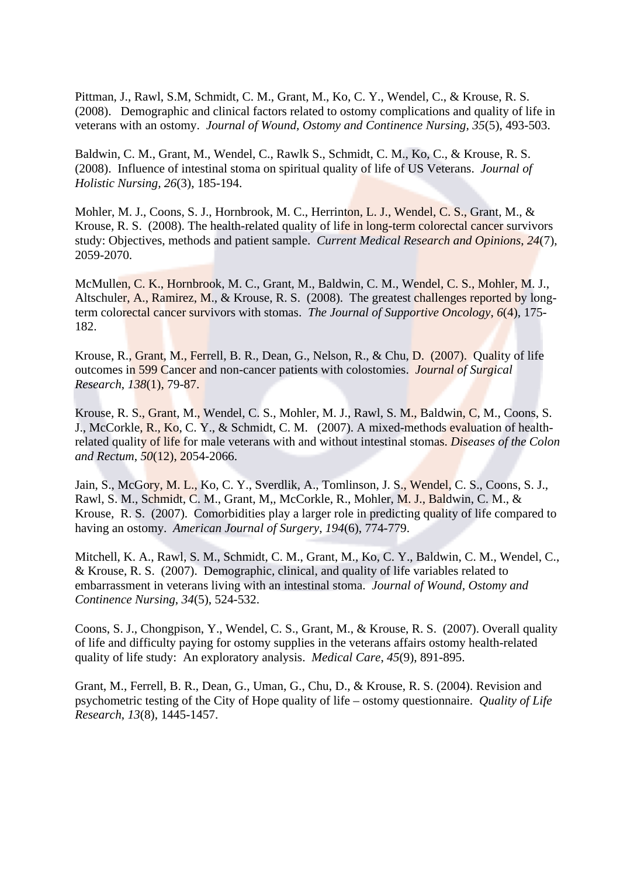Pittman, J., Rawl, S.M, Schmidt, C. M., Grant, M., Ko, C. Y., Wendel, C., & Krouse, R. S. (2008). Demographic and clinical factors related to ostomy complications and quality of life in veterans with an ostomy. *Journal of Wound, Ostomy and Continence Nursing*, *35*(5), 493-503.

Baldwin, C. M., Grant, M., Wendel, C., Rawlk S., Schmidt, C. M., Ko, C., & Krouse, R. S. (2008). Influence of intestinal stoma on spiritual quality of life of US Veterans. *Journal of Holistic Nursing, 26*(3), 185-194.

Mohler, M. J., Coons, S. J., Hornbrook, M. C., Herrinton, L. J., Wendel, C. S., Grant, M., & Krouse, R. S. (2008). The health-related quality of life in long-term colorectal cancer survivors study: Objectives, methods and patient sample. *Current Medical Research and Opinions*, *24*(7), 2059-2070.

McMullen, C. K., Hornbrook, M. C., Grant, M., Baldwin, C. M., Wendel, C. S., Mohler, M. J., Altschuler, A., Ramirez, M., & Krouse, R. S. (2008). The greatest challenges reported by long-term colorectal cancer survivors with stomas. *The Journal of Supportive Oncology*, *6*(4), 175-182.

Krouse, R., Grant, M., Ferrell, B. R., Dean, G., Nelson, R., & Chu, D. (2007). Quality of life outcomes in 599 Cancer and non-cancer patients with colostomies. *Journal of Surgical Research*, *138*(1), 79-87.

Krouse, R. S., Grant, M., Wendel, C. S., Mohler, M. J., Rawl, S. M., Baldwin, C, M., Coons, S. J., McCorkle, R., Ko, C. Y., & Schmidt, C. M. (2007). A mixed-methods evaluation of health-related quality of life for male veterans with and without intestinal stomas. *Diseases of the Colon and Rectum*, *50*(12), 2054-2066.

Jain, S., McGory, M. L., Ko, C. Y., Sverdlik, A., Tomlinson, J. S., Wendel, C. S., Coons, S. J., Rawl, S. M., Schmidt, C. M., Grant, M,, McCorkle, R., Mohler, M. J., Baldwin, C. M., & Krouse, R. S. (2007). Comorbidities play a larger role in predicting quality of life compared to having an ostomy. *American Journal of Surgery*, *194*(6), 774-779.

Mitchell, K. A., Rawl, S. M., Schmidt, C. M., Grant, M., Ko, C. Y., Baldwin, C. M., Wendel, C., & Krouse, R. S. (2007). Demographic, clinical, and quality of life variables related to embarrassment in veterans living with an intestinal stoma. *Journal of Wound, Ostomy and Continence Nursing*, *34*(5), 524-532.

Coons, S. J., Chongpison, Y., Wendel, C. S., Grant, M., & Krouse, R. S. (2007). Overall quality of life and difficulty paying for ostomy supplies in the veterans affairs ostomy health-related quality of life study: An exploratory analysis. *Medical Care, 45*(9), 891-895.

Grant, M., Ferrell, B. R., Dean, G., Uman, G., Chu, D., & Krouse, R. S. (2004). Revision and psychometric testing of the City of Hope quality of life – ostomy questionnaire. *Quality of Life Research*, *13*(8), 1445-1457.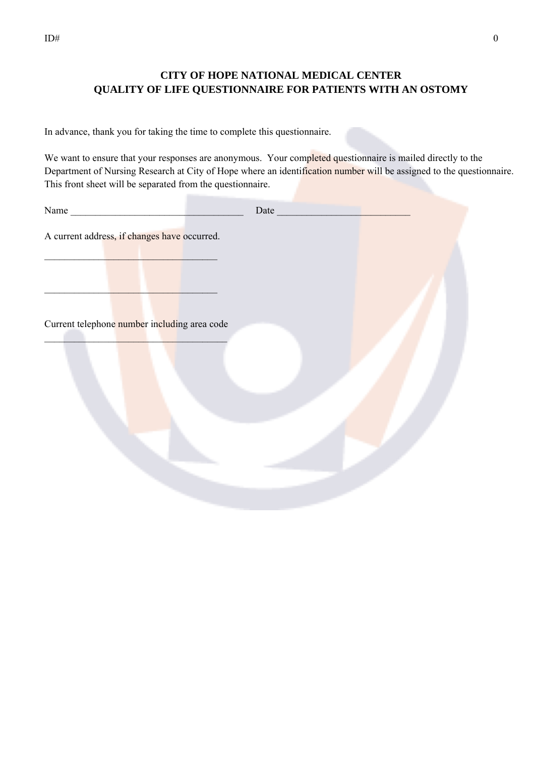ID#

# CITY OF HOPE NATIONAL MEDICAL CENTER
## QUALITY OF LIFE QUESTIONNAIRE FOR PATIENTS WITH AN OSTOMY

In advance, thank you for taking the time to complete this questionnaire.

We want to ensure that your responses are anonymous. Your completed questionnaire is mailed directly to the Department of Nursing Research at City of Hope where an identification number will be assigned to the questionnaire. This front sheet will be separated from the questionnaire.

Name ___________________________________ Date ___________________________

A current address, if changes have occurred.

___________________________________

___________________________________

Current telephone number including area code

_____________________________________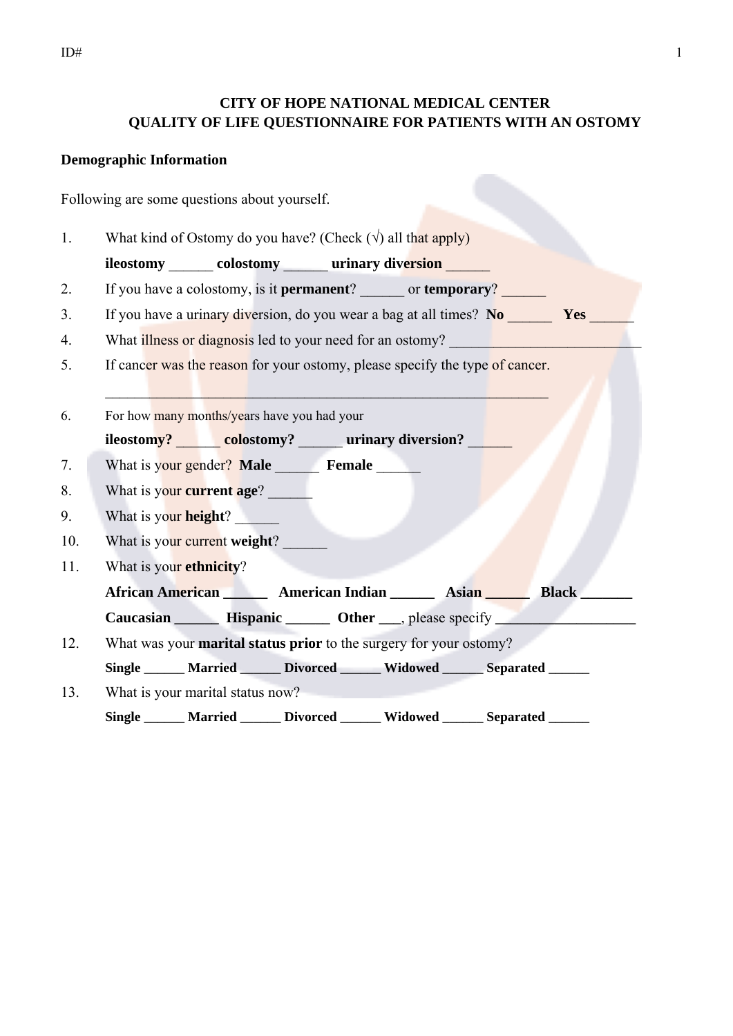ID#

**CITY OF HOPE NATIONAL MEDICAL CENTER**
**QUALITY OF LIFE QUESTIONNAIRE FOR PATIENTS WITH AN OSTOMY**

**Demographic Information**

Following are some questions about yourself.

1. What kind of Ostomy do you have? (Check (√) all that apply)

   **ileostomy** ______ **colostomy** ______ **urinary diversion** ______

2. If you have a colostomy, is it **permanent**? ______ or **temporary**? ______
3. If you have a urinary diversion, do you wear a bag at all times? **No** ______ **Yes** ______
4. What illness or diagnosis led to your need for an ostomy? __________________________
5. If cancer was the reason for your ostomy, please specify the type of cancer.

   ______________________________________________________________

6. For how many months/years have you had your

   **ileostomy?** ______ **colostomy?** ______ **urinary diversion?** ______

7. What is your gender? **Male** ______ **Female** ______
8. What is your **current age**? ______
9. What is your **height**? ______
10. What is your current **weight**? ______
11. What is your **ethnicity**?

    **African American ______ American Indian ______ Asian ______ Black _______**

    **Caucasian ______ Hispanic ______ Other ___**, please specify **___________________**

12. What was your **marital status prior** to the surgery for your ostomy?

    **Single ______ Married ______ Divorced ______ Widowed ______ Separated ______**

13. What is your marital status now?

    **Single ______ Married ______ Divorced ______ Widowed ______ Separated ______**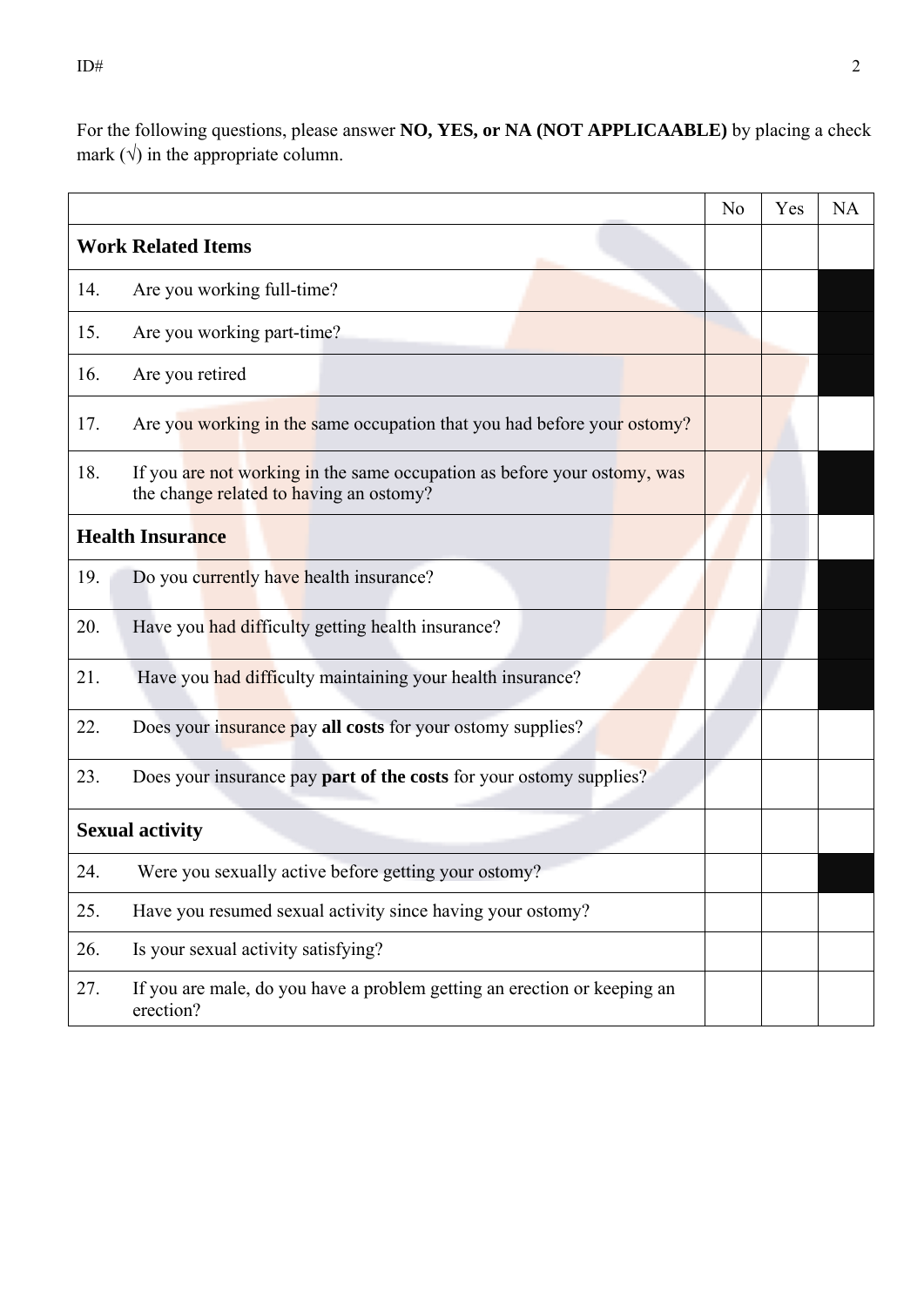For the following questions, please answer **NO, YES, or NA (NOT APPLICAABLE)** by placing a check mark (√) in the appropriate column.

| | No | Yes | NA |
|---|---|---|---|
| **Work Related Items** | | | |
| 14. Are you working full-time? | | | |
| 15. Are you working part-time? | | | |
| 16. Are you retired | | | |
| 17. Are you working in the same occupation that you had before your ostomy? | | | |
| 18. If you are not working in the same occupation as before your ostomy, was the change related to having an ostomy? | | | |
| **Health Insurance** | | | |
| 19. Do you currently have health insurance? | | | |
| 20. Have you had difficulty getting health insurance? | | | |
| 21. Have you had difficulty maintaining your health insurance? | | | |
| 22. Does your insurance pay **all costs** for your ostomy supplies? | | | |
| 23. Does your insurance pay **part of the costs** for your ostomy supplies? | | | |
| **Sexual activity** | | | |
| 24. Were you sexually active before getting your ostomy? | | | |
| 25. Have you resumed sexual activity since having your ostomy? | | | |
| 26. Is your sexual activity satisfying? | | | |
| 27. If you are male, do you have a problem getting an erection or keeping an erection? | | | |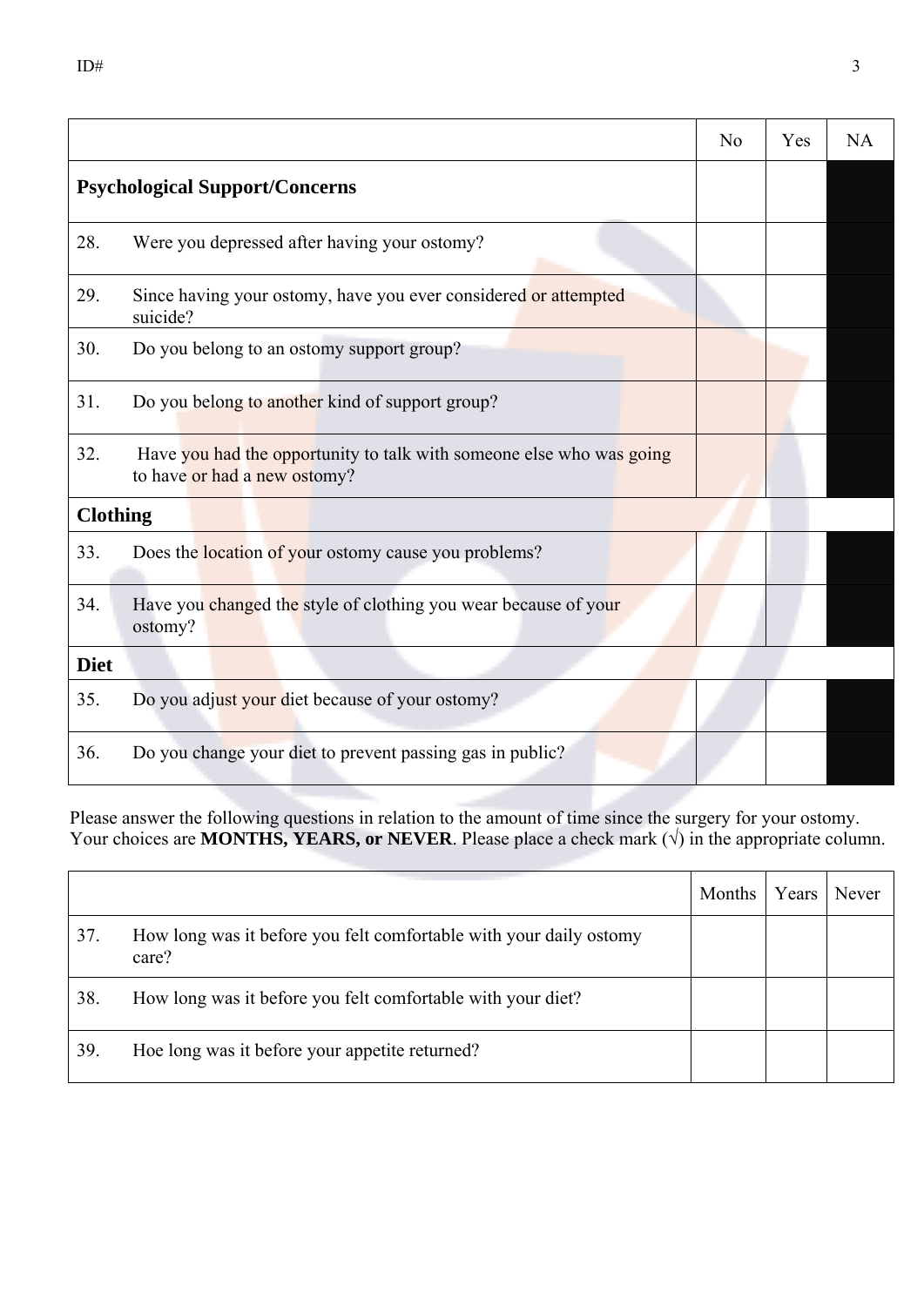| | No | Yes | NA |
|---|---|---|---|
| **Psychological Support/Concerns** | | | |
| 28. Were you depressed after having your ostomy? | | | |
| 29. Since having your ostomy, have you ever considered or attempted suicide? | | | |
| 30. Do you belong to an ostomy support group? | | | |
| 31. Do you belong to another kind of support group? | | | |
| 32. Have you had the opportunity to talk with someone else who was going to have or had a new ostomy? | | | |
| **Clothing** | | | |
| 33. Does the location of your ostomy cause you problems? | | | |
| 34. Have you changed the style of clothing you wear because of your ostomy? | | | |
| **Diet** | | | |
| 35. Do you adjust your diet because of your ostomy? | | | |
| 36. Do you change your diet to prevent passing gas in public? | | | |

Please answer the following questions in relation to the amount of time since the surgery for your ostomy. Your choices are **MONTHS, YEARS, or NEVER**. Please place a check mark (√) in the appropriate column.

| | Months | Years | Never |
|---|---|---|---|
| 37. How long was it before you felt comfortable with your daily ostomy care? | | | |
| 38. How long was it before you felt comfortable with your diet? | | | |
| 39. Hoe long was it before your appetite returned? | | | |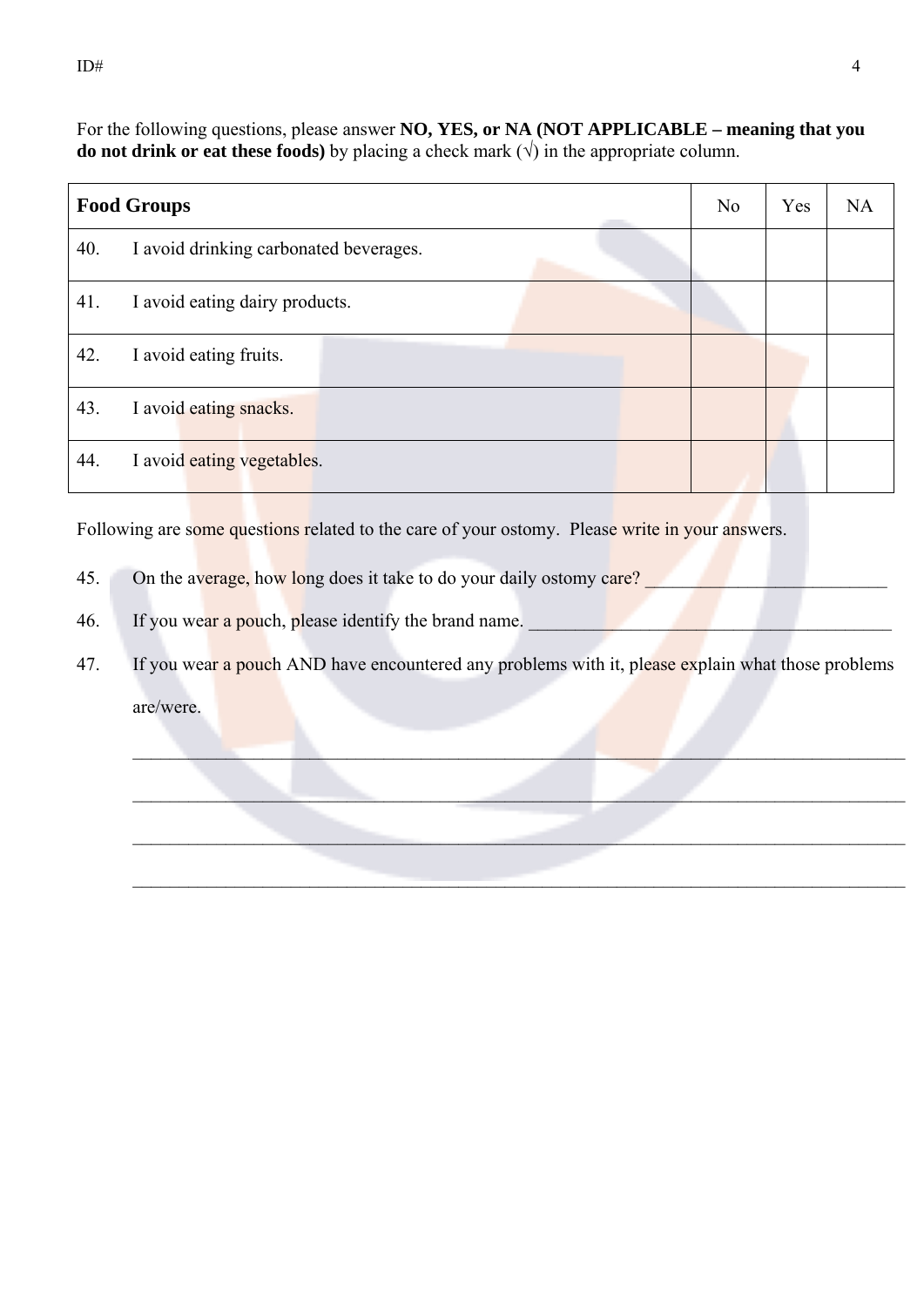For the following questions, please answer **NO, YES, or NA (NOT APPLICABLE – meaning that you do not drink or eat these foods)** by placing a check mark (√) in the appropriate column.

| **Food Groups** | No | Yes | NA |
|---|---|---|---|
| 40. I avoid drinking carbonated beverages. | | | |
| 41. I avoid eating dairy products. | | | |
| 42. I avoid eating fruits. | | | |
| 43. I avoid eating snacks. | | | |
| 44. I avoid eating vegetables. | | | |

Following are some questions related to the care of your ostomy. Please write in your answers.

45. On the average, how long does it take to do your daily ostomy care? ___________________________

46. If you wear a pouch, please identify the brand name. _________________________________________

47. If you wear a pouch AND have encountered any problems with it, please explain what those problems are/were.

_______________________________________________________________________________

_______________________________________________________________________________

_______________________________________________________________________________

_______________________________________________________________________________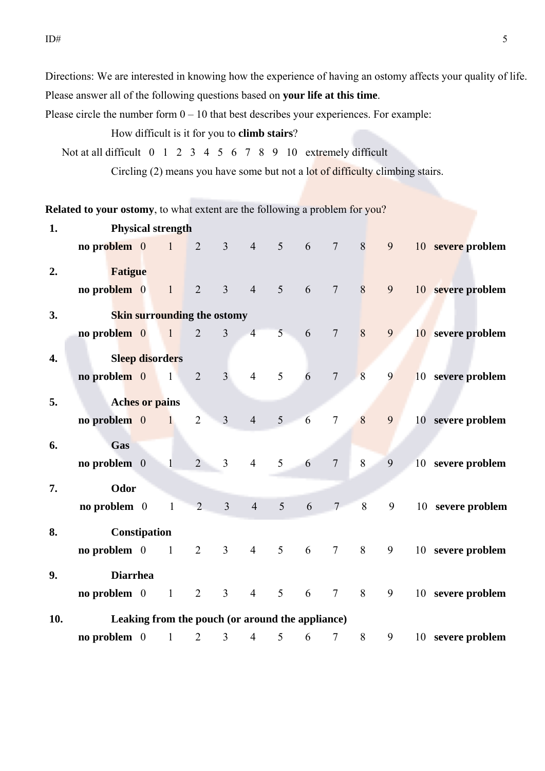Directions: We are interested in knowing how the experience of having an ostomy affects your quality of life. Please answer all of the following questions based on **your life at this time**.

Please circle the number form 0 – 10 that best describes your experiences. For example:

How difficult is it for you to **climb stairs**?

Not at all difficult 0 1 2 3 4 5 6 7 8 9 10 extremely difficult

Circling (2) means you have some but not a lot of difficulty climbing stairs.

**Related to your ostomy**, to what extent are the following a problem for you?

1. **Physical strength**

   **no problem** 0 1 2 3 4 5 6 7 8 9 10 **severe problem**

2. **Fatigue**

   **no problem** 0 1 2 3 4 5 6 7 8 9 10 **severe problem**

3. **Skin surrounding the ostomy**

   **no problem** 0 1 2 3 4 5 6 7 8 9 10 **severe problem**

4. **Sleep disorders**

   **no problem** 0 1 2 3 4 5 6 7 8 9 10 **severe problem**

5. **Aches or pains**

   **no problem** 0 1 2 3 4 5 6 7 8 9 10 **severe problem**

6. **Gas**

   **no problem** 0 1 2 3 4 5 6 7 8 9 10 **severe problem**

7. **Odor**

   **no problem** 0 1 2 3 4 5 6 7 8 9 10 **severe problem**

8. **Constipation**

   **no problem** 0 1 2 3 4 5 6 7 8 9 10 **severe problem**

9. **Diarrhea**

   **no problem** 0 1 2 3 4 5 6 7 8 9 10 **severe problem**

10. **Leaking from the pouch (or around the appliance)**

    **no problem** 0 1 2 3 4 5 6 7 8 9 10 **severe problem**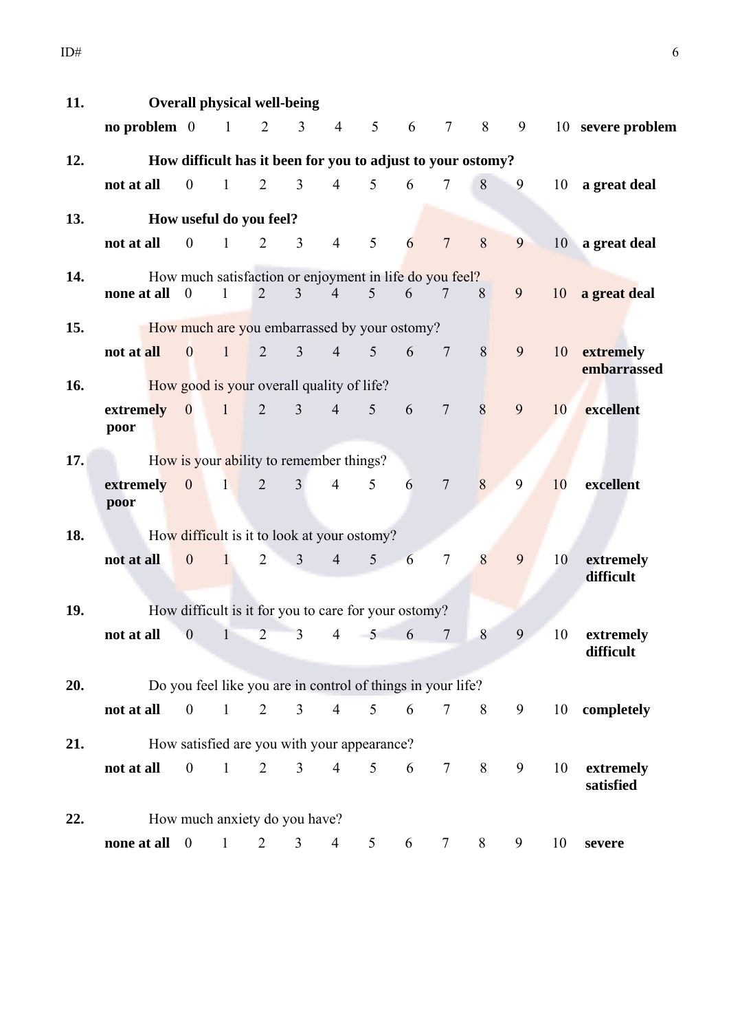**11.** **Overall physical well-being**

**no problem** 0 1 2 3 4 5 6 7 8 9 10 **severe problem**

**12.** **How difficult has it been for you to adjust to your ostomy?**

**not at all** 0 1 2 3 4 5 6 7 8 9 10 **a great deal**

**13.** **How useful do you feel?**

**not at all** 0 1 2 3 4 5 6 7 8 9 10 **a great deal**

**14.** How much satisfaction or enjoyment in life do you feel?

**none at all** 0 1 2 3 4 5 6 7 8 9 10 **a great deal**

**15.** How much are you embarrassed by your ostomy?

**not at all** 0 1 2 3 4 5 6 7 8 9 10 **extremely embarrassed**

**16.** How good is your overall quality of life?

**extremely poor** 0 1 2 3 4 5 6 7 8 9 10 **excellent**

**17.** How is your ability to remember things?

**extremely poor** 0 1 2 3 4 5 6 7 8 9 10 **excellent**

**18.** How difficult is it to look at your ostomy?

**not at all** 0 1 2 3 4 5 6 7 8 9 10 **extremely difficult**

**19.** How difficult is it for you to care for your ostomy?

**not at all** 0 1 2 3 4 5 6 7 8 9 10 **extremely difficult**

**20.** Do you feel like you are in control of things in your life?

**not at all** 0 1 2 3 4 5 6 7 8 9 10 **completely**

**21.** How satisfied are you with your appearance?

**not at all** 0 1 2 3 4 5 6 7 8 9 10 **extremely satisfied**

**22.** How much anxiety do you have?

**none at all** 0 1 2 3 4 5 6 7 8 9 10 **severe**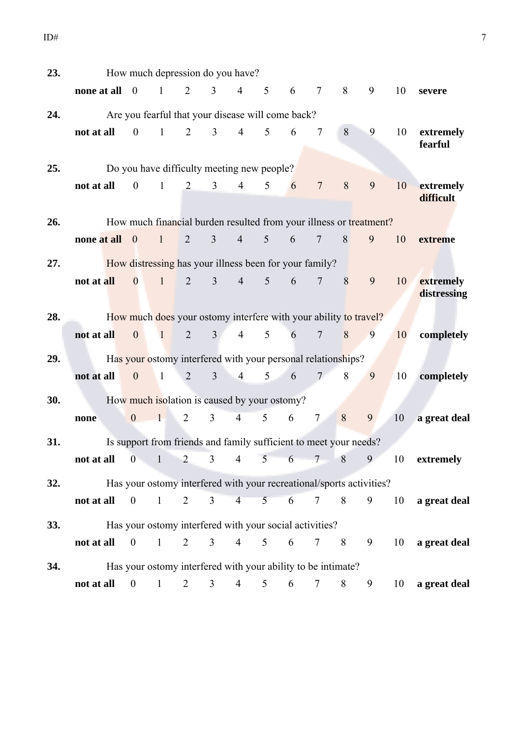**23.** How much depression do you have?

**none at all** 0 1 2 3 4 5 6 7 8 9 10 **severe**

**24.** Are you fearful that your disease will come back?

**not at all** 0 1 2 3 4 5 6 7 8 9 10 **extremely fearful**

**25.** Do you have difficulty meeting new people?

**not at all** 0 1 2 3 4 5 6 7 8 9 10 **extremely difficult**

**26.** How much financial burden resulted from your illness or treatment?

**none at all** 0 1 2 3 4 5 6 7 8 9 10 **extreme**

**27.** How distressing has your illness been for your family?

**not at all** 0 1 2 3 4 5 6 7 8 9 10 **extremely distressing**

**28.** How much does your ostomy interfere with your ability to travel?

**not at all** 0 1 2 3 4 5 6 7 8 9 10 **completely**

**29.** Has your ostomy interfered with your personal relationships?

**not at all** 0 1 2 3 4 5 6 7 8 9 10 **completely**

**30.** How much isolation is caused by your ostomy?

**none** 0 1 2 3 4 5 6 7 8 9 10 **a great deal**

**31.** Is support from friends and family sufficient to meet your needs?

**not at all** 0 1 2 3 4 5 6 7 8 9 10 **extremely**

**32.** Has your ostomy interfered with your recreational/sports activities?

**not at all** 0 1 2 3 4 5 6 7 8 9 10 **a great deal**

**33.** Has your ostomy interfered with your social activities?

**not at all** 0 1 2 3 4 5 6 7 8 9 10 **a great deal**

**34.** Has your ostomy interfered with your ability to be intimate?

**not at all** 0 1 2 3 4 5 6 7 8 9 10 **a great deal**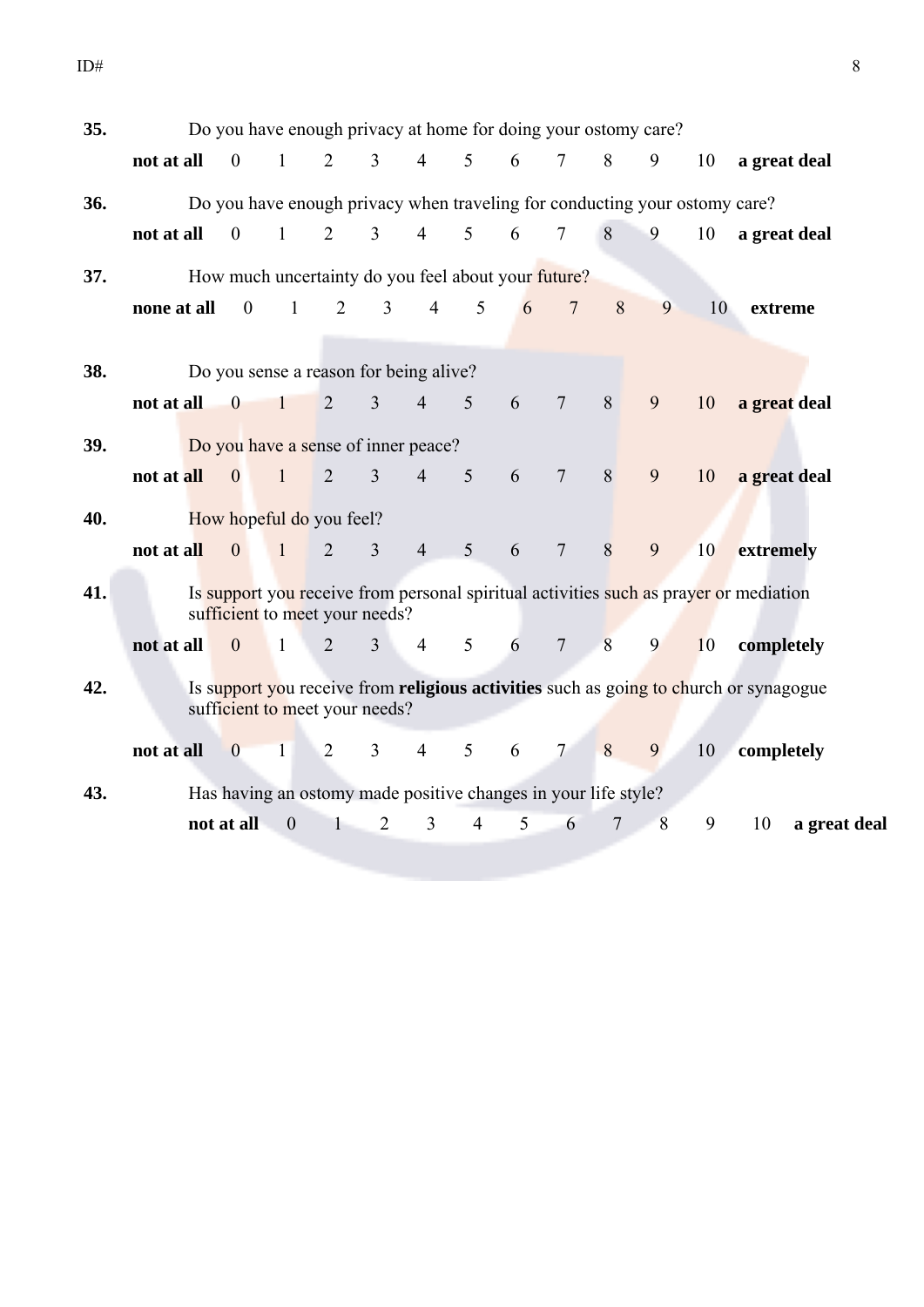35. Do you have enough privacy at home for doing your ostomy care?

**not at all** 0 1 2 3 4 5 6 7 8 9 10 **a great deal**

36. Do you have enough privacy when traveling for conducting your ostomy care?

**not at all** 0 1 2 3 4 5 6 7 8 9 10 **a great deal**

37. How much uncertainty do you feel about your future?

**none at all** 0 1 2 3 4 5 6 7 8 9 10 **extreme**

38. Do you sense a reason for being alive?

**not at all** 0 1 2 3 4 5 6 7 8 9 10 **a great deal**

39. Do you have a sense of inner peace?

**not at all** 0 1 2 3 4 5 6 7 8 9 10 **a great deal**

40. How hopeful do you feel?

**not at all** 0 1 2 3 4 5 6 7 8 9 10 **extremely**

41. Is support you receive from personal spiritual activities such as prayer or mediation sufficient to meet your needs?

**not at all** 0 1 2 3 4 5 6 7 8 9 10 **completely**

42. Is support you receive from **religious activities** such as going to church or synagogue sufficient to meet your needs?

**not at all** 0 1 2 3 4 5 6 7 8 9 10 **completely**

43. Has having an ostomy made positive changes in your life style?

**not at all** 0 1 2 3 4 5 6 7 8 9 10 **a great deal**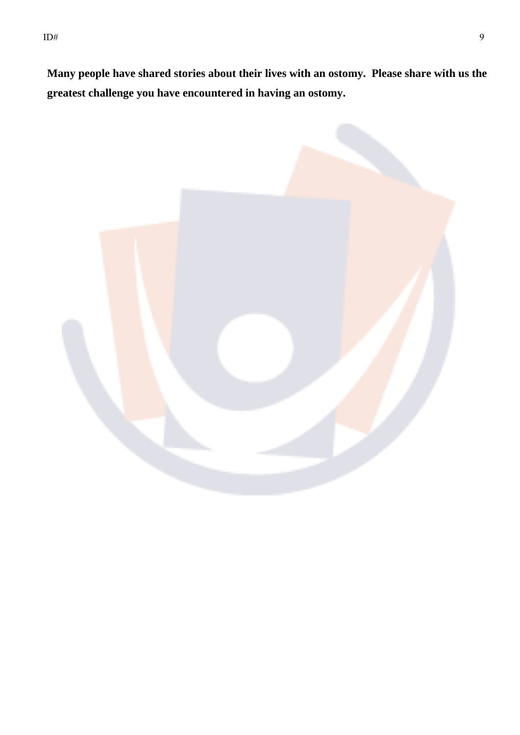**Many people have shared stories about their lives with an ostomy. Please share with us the greatest challenge you have encountered in having an ostomy.**